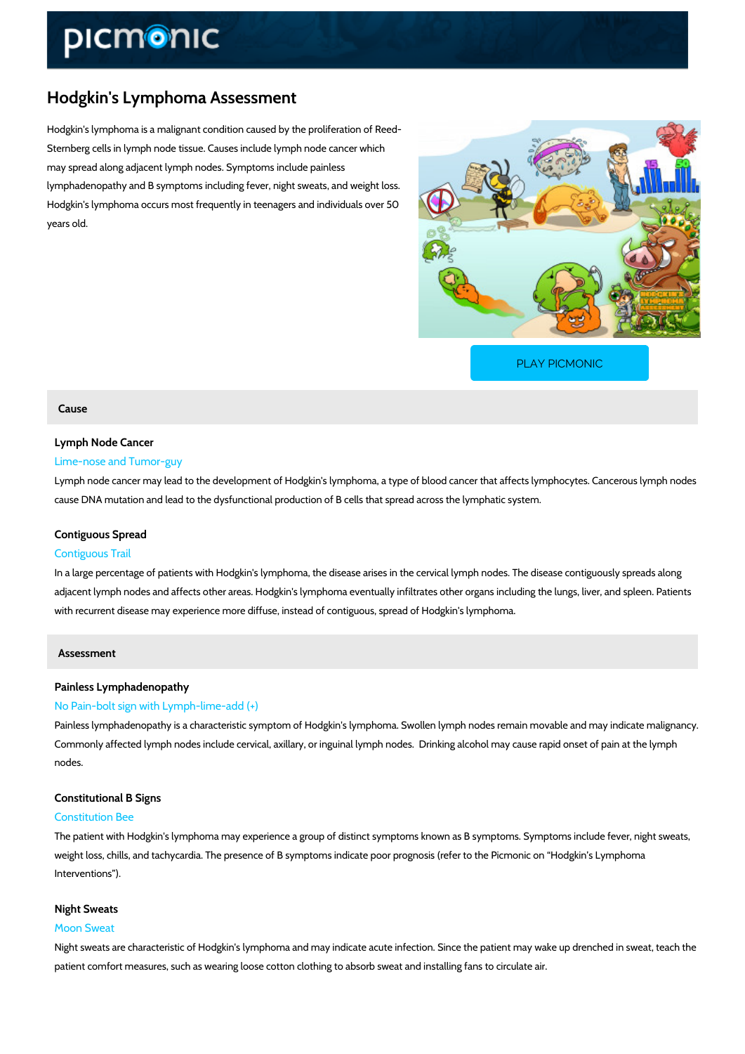# Hodgkin's Lymphoma Assessment

Hodgkin's lymphoma is a malignant condition caused by the proliferation of Reed-Sternberg cells in lymph node tissue. Causes include lymph node cancer which may spread along adjacent lymph nodes. Symptoms include painless lymphadenopathy and B symptoms including fever, night sweats, and weight loss. Hodgkin's lymphoma occurs most frequently in teenagers and individuals over 50 years old.

PLAY PICMONIC

## Cause

### Lymph Node Cancer

Lime-nose and Tumor-guy

Lymph node cancer may lead to the development of Hodgkin's lymphoma, a type of blood cancer that affects lymphocytes. Cancerous lymph nodes cause DNA mutation and lead to the dysfunctional production of B cells that spread across the lymphatic system.

### Contiguous Spread

Contiguous Trail

In a large percentage of patients with Hodgkin's lymphoma, the disease arises in the cervical lymph nodes. The disease contiguously spreads along adjacent lymph nodes and affects other areas. Hodgkin's lymphoma eventually infiltrates other organs including the lungs, liver, and spleen. Patients with recurrent disease may experience more diffuse, instead of contiguous, spread of Hodgkin's lymphoma.

## Assessment

### Painless Lymphadenopathy

No Pain-bolt sign with Lymph-lime-add (+)

Painless lymphadenopathy is a characteristic symptom of Hodgkin's lymphoma. Swollen lymph nodes remain movable and may indicate malignancy. Commonly affected lymph nodes include cervical, axillary, or inguinal lymph nodes. Drinking alcohol may cause rapid onset of pain at the lymph nodes.

### Constitutional B Signs

Constitution Bee

The patient with Hodgkin's lymphoma may experience a group of distinct symptoms known as B symptoms. Symptoms include fever, night sweats, weight loss, chills, and tachycardia. The presence of B symptoms indicate poor prognosis (refer to the Picmonic on "Hodgkin's Lymphoma Interventions").

### Night Sweats

Moon Sweat

Night sweats are characteristic of Hodgkin's lymphoma and may indicate acute infection. Since the patient may wake up drenched in sweat, teach the patient comfort measures, such as wearing loose cotton clothing to absorb sweat and installing fans to circulate air.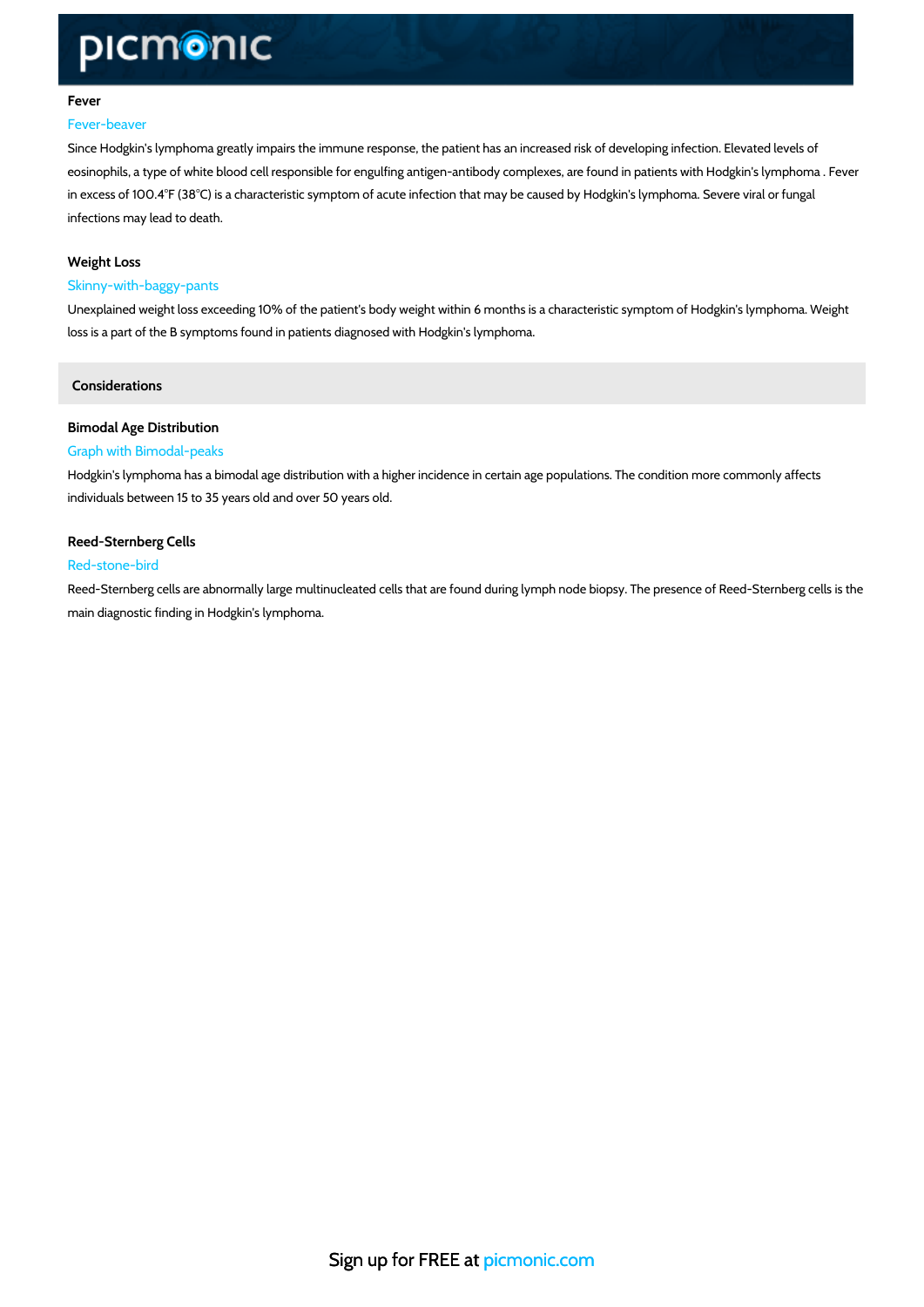### Fever

Fever-beaver

Since Hodgkin's lymphoma greatly impairs the immune response, the patient has an increased risk of developing infection. Elevated levels of eosinophils, a type of white blood cell responsible for engulfing antigen-antibody complexes, are found in patients with Hodgkin's lymphoma . Fever in excess of 100.4°F (38°C) is a characteristic symptom of acute infection that may be caused by Hodgkin's lymphoma. Severe viral or fungal infections may lead to death.

### Weight Loss

Skinny-with-baggy-pants

Unexplained weight loss exceeding 10% of the patient's body weight within 6 months is a characteristic symptom of Hodgkin's lymphoma. Weight loss is a part of the B symptoms found in patients diagnosed with Hodgkin's lymphoma.

## Considerations

### Bimodal Age Distribution

Graph with Bimodal-peaks

Hodgkin's lymphoma has a bimodal age distribution with a higher incidence in certain age populations. The condition more commonly affects individuals between 15 to 35 years old and over 50 years old.

### Reed-Sternberg Cells

Red-stone-bird

Reed-Sternberg cells are abnormally large multinucleated cells that are found during lymph node biopsy. The presence of Reed-Sternberg cells is the main diagnostic finding in Hodgkin's lymphoma.